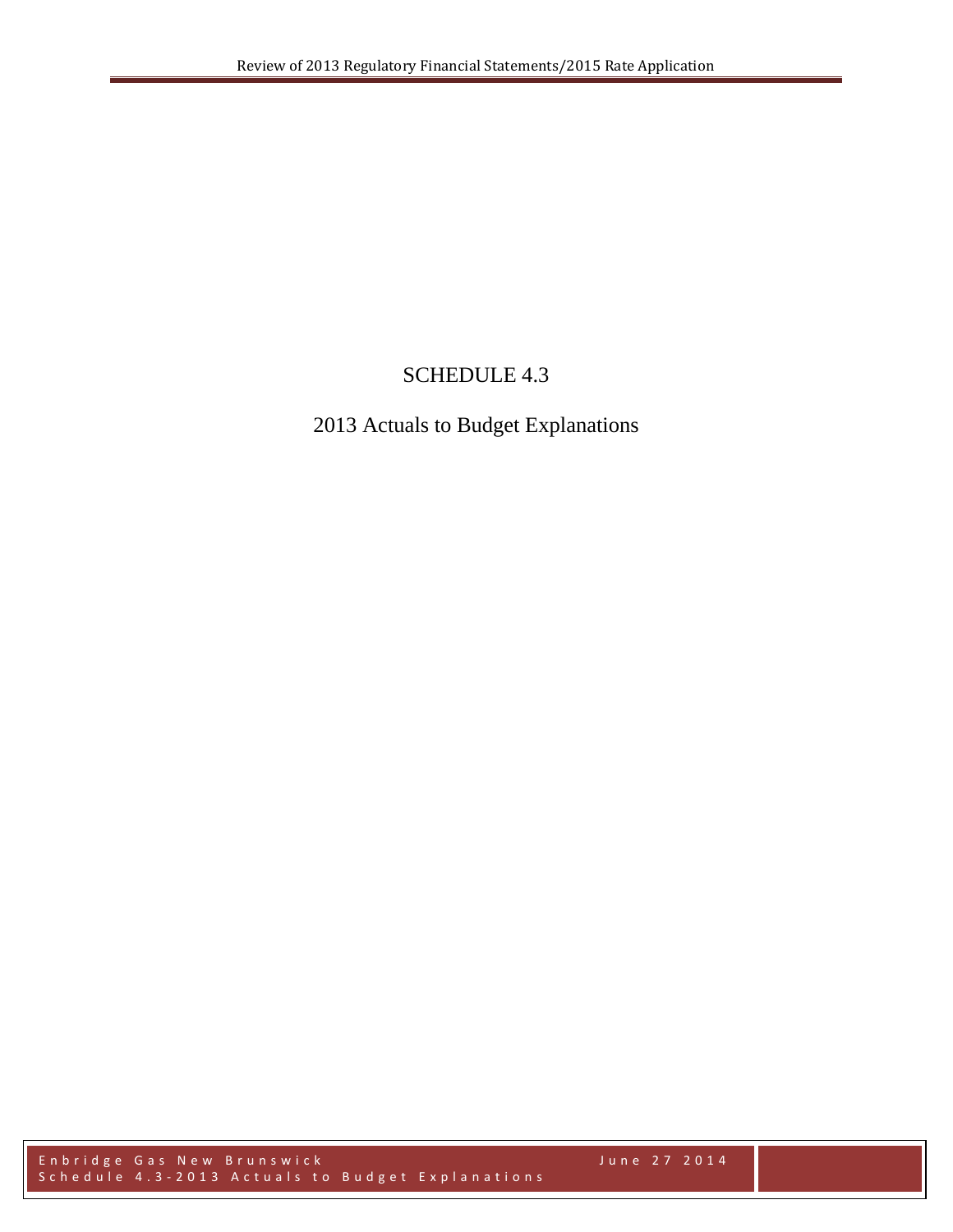# SCHEDULE 4.3

## 2013 Actuals to Budget Explanations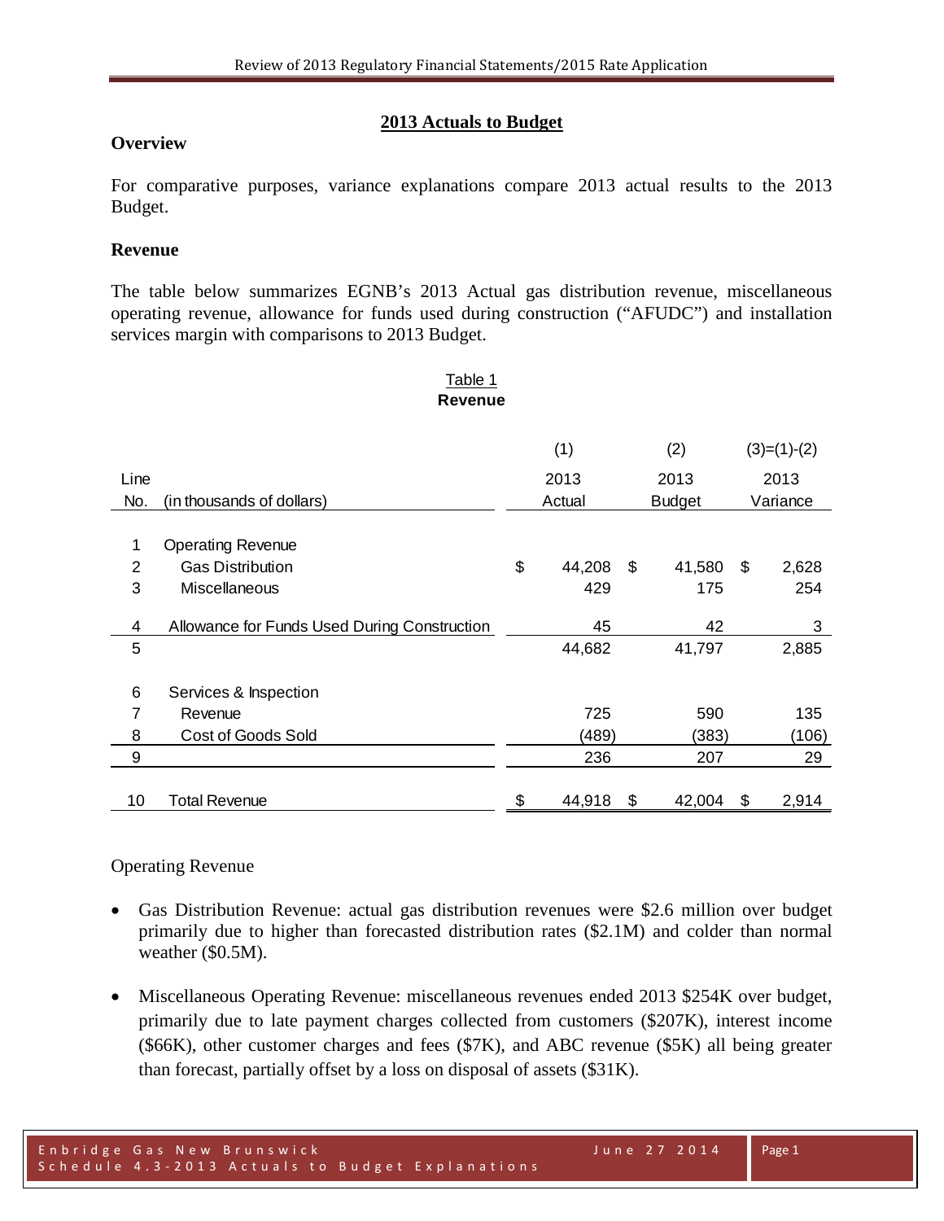## 2013 Actuals to Budget

### Overview

For comparative purposes, variance explanations compare 2013 actual results to the 2013 Budget.

### Revenue

The table below summarizes EGNB's 2013 Actual gas distribution revenue, miscellaneous operating revenue, allowance for funds used during construction ("AFUDC") and installation services margin with comparisons to 2013 Budget.

Table 1
**Revenue**

| Line No. | (in thousands of dollars) | (1) 2013 Actual | (2) 2013 Budget | (3)=(1)-(2) 2013 Variance |
|---|---|---|---|---|
| 1 | Operating Revenue | | | |
| 2 | Gas Distribution | $ 44,208 | $ 41,580 | $ 2,628 |
| 3 | Miscellaneous | 429 | 175 | 254 |
| 4 | Allowance for Funds Used During Construction | 45 | 42 | 3 |
| 5 | | 44,682 | 41,797 | 2,885 |
| 6 | Services & Inspection | | | |
| 7 | Revenue | 725 | 590 | 135 |
| 8 | Cost of Goods Sold | (489) | (383) | (106) |
| 9 | | 236 | 207 | 29 |
| 10 | Total Revenue | $ 44,918 | $ 42,004 | $ 2,914 |

Operating Revenue

- Gas Distribution Revenue: actual gas distribution revenues were $2.6 million over budget primarily due to higher than forecasted distribution rates ($2.1M) and colder than normal weather ($0.5M).
- Miscellaneous Operating Revenue: miscellaneous revenues ended 2013 $254K over budget, primarily due to late payment charges collected from customers ($207K), interest income ($66K), other customer charges and fees ($7K), and ABC revenue ($5K) all being greater than forecast, partially offset by a loss on disposal of assets ($31K).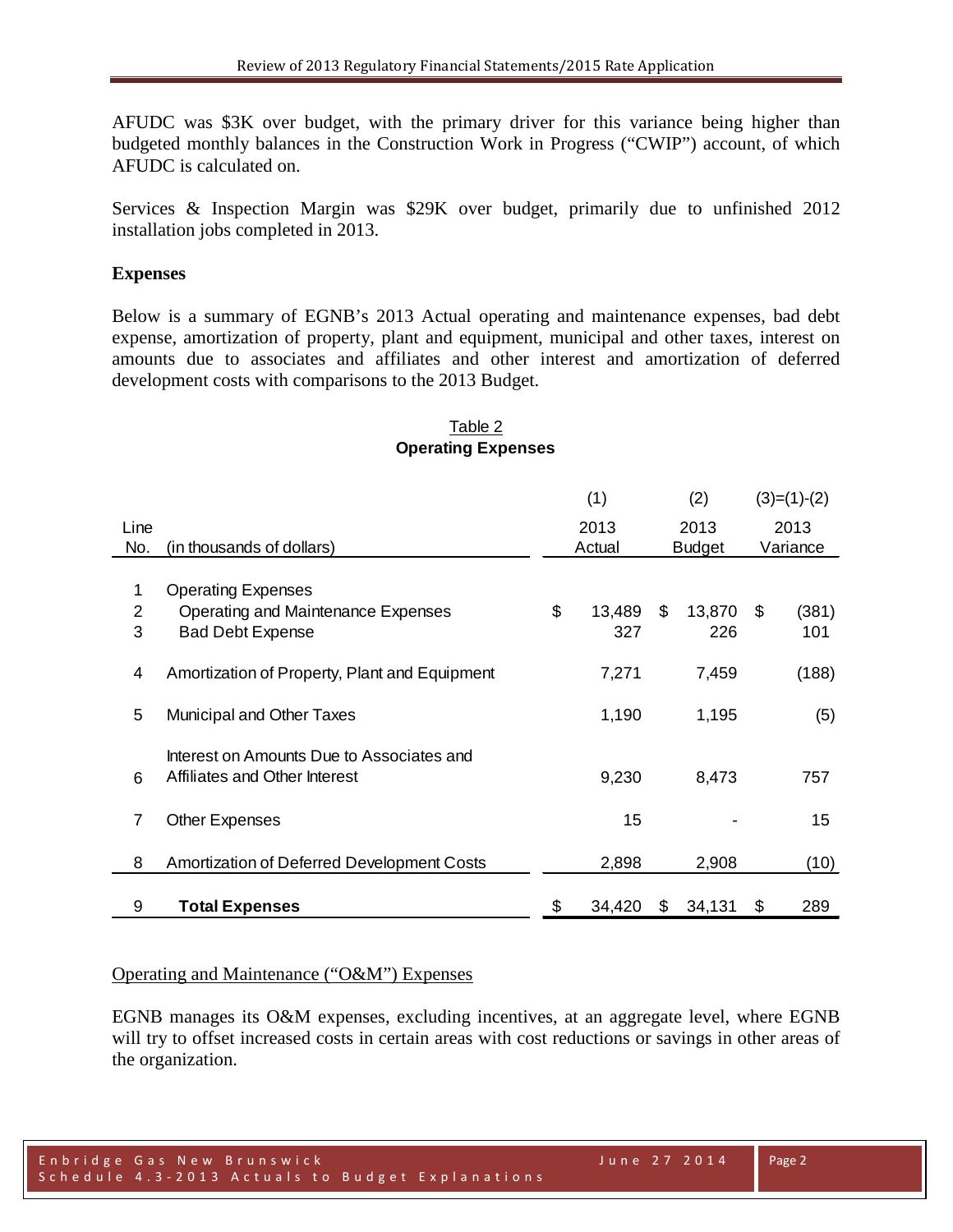AFUDC was $3K over budget, with the primary driver for this variance being higher than budgeted monthly balances in the Construction Work in Progress ("CWIP") account, of which AFUDC is calculated on.

Services & Inspection Margin was $29K over budget, primarily due to unfinished 2012 installation jobs completed in 2013.

**Expenses**

Below is a summary of EGNB's 2013 Actual operating and maintenance expenses, bad debt expense, amortization of property, plant and equipment, municipal and other taxes, interest on amounts due to associates and affiliates and other interest and amortization of deferred development costs with comparisons to the 2013 Budget.

Table 2
**Operating Expenses**

| Line No. | (in thousands of dollars) | (1) 2013 Actual | (2) 2013 Budget | (3)=(1)-(2) 2013 Variance |
|---|---|---|---|---|
| 1 | Operating Expenses | | | |
| 2 | Operating and Maintenance Expenses | $ 13,489 | $ 13,870 | $ (381) |
| 3 | Bad Debt Expense | 327 | 226 | 101 |
| 4 | Amortization of Property, Plant and Equipment | 7,271 | 7,459 | (188) |
| 5 | Municipal and Other Taxes | 1,190 | 1,195 | (5) |
| 6 | Interest on Amounts Due to Associates and Affiliates and Other Interest | 9,230 | 8,473 | 757 |
| 7 | Other Expenses | 15 | - | 15 |
| 8 | Amortization of Deferred Development Costs | 2,898 | 2,908 | (10) |
| 9 | **Total Expenses** | $ 34,420 | $ 34,131 | $ 289 |

Operating and Maintenance ("O&M") Expenses

EGNB manages its O&M expenses, excluding incentives, at an aggregate level, where EGNB will try to offset increased costs in certain areas with cost reductions or savings in other areas of the organization.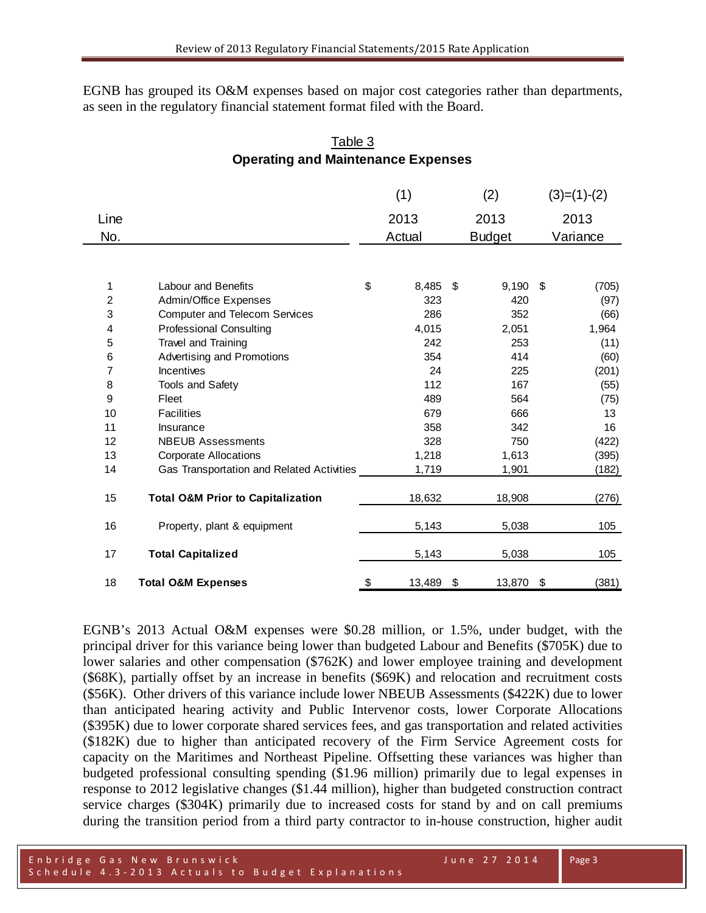EGNB has grouped its O&M expenses based on major cost categories rather than departments, as seen in the regulatory financial statement format filed with the Board.

Table 3
**Operating and Maintenance Expenses**

| Line No. | | (1) 2013 Actual | (2) 2013 Budget | (3)=(1)-(2) 2013 Variance |
|---|---|---|---|---|
| 1 | Labour and Benefits | $ 8,485 | $ 9,190 | $ (705) |
| 2 | Admin/Office Expenses | 323 | 420 | (97) |
| 3 | Computer and Telecom Services | 286 | 352 | (66) |
| 4 | Professional Consulting | 4,015 | 2,051 | 1,964 |
| 5 | Travel and Training | 242 | 253 | (11) |
| 6 | Advertising and Promotions | 354 | 414 | (60) |
| 7 | Incentives | 24 | 225 | (201) |
| 8 | Tools and Safety | 112 | 167 | (55) |
| 9 | Fleet | 489 | 564 | (75) |
| 10 | Facilities | 679 | 666 | 13 |
| 11 | Insurance | 358 | 342 | 16 |
| 12 | NBEUB Assessments | 328 | 750 | (422) |
| 13 | Corporate Allocations | 1,218 | 1,613 | (395) |
| 14 | Gas Transportation and Related Activities | 1,719 | 1,901 | (182) |
| 15 | **Total O&M Prior to Capitalization** | 18,632 | 18,908 | (276) |
| 16 | Property, plant & equipment | 5,143 | 5,038 | 105 |
| 17 | **Total Capitalized** | 5,143 | 5,038 | 105 |
| 18 | **Total O&M Expenses** | $ 13,489 | $ 13,870 | $ (381) |

EGNB's 2013 Actual O&M expenses were $0.28 million, or 1.5%, under budget, with the principal driver for this variance being lower than budgeted Labour and Benefits ($705K) due to lower salaries and other compensation ($762K) and lower employee training and development ($68K), partially offset by an increase in benefits ($69K) and relocation and recruitment costs ($56K). Other drivers of this variance include lower NBEUB Assessments ($422K) due to lower than anticipated hearing activity and Public Intervenor costs, lower Corporate Allocations ($395K) due to lower corporate shared services fees, and gas transportation and related activities ($182K) due to higher than anticipated recovery of the Firm Service Agreement costs for capacity on the Maritimes and Northeast Pipeline. Offsetting these variances was higher than budgeted professional consulting spending ($1.96 million) primarily due to legal expenses in response to 2012 legislative changes ($1.44 million), higher than budgeted construction contract service charges ($304K) primarily due to increased costs for stand by and on call premiums during the transition period from a third party contractor to in-house construction, higher audit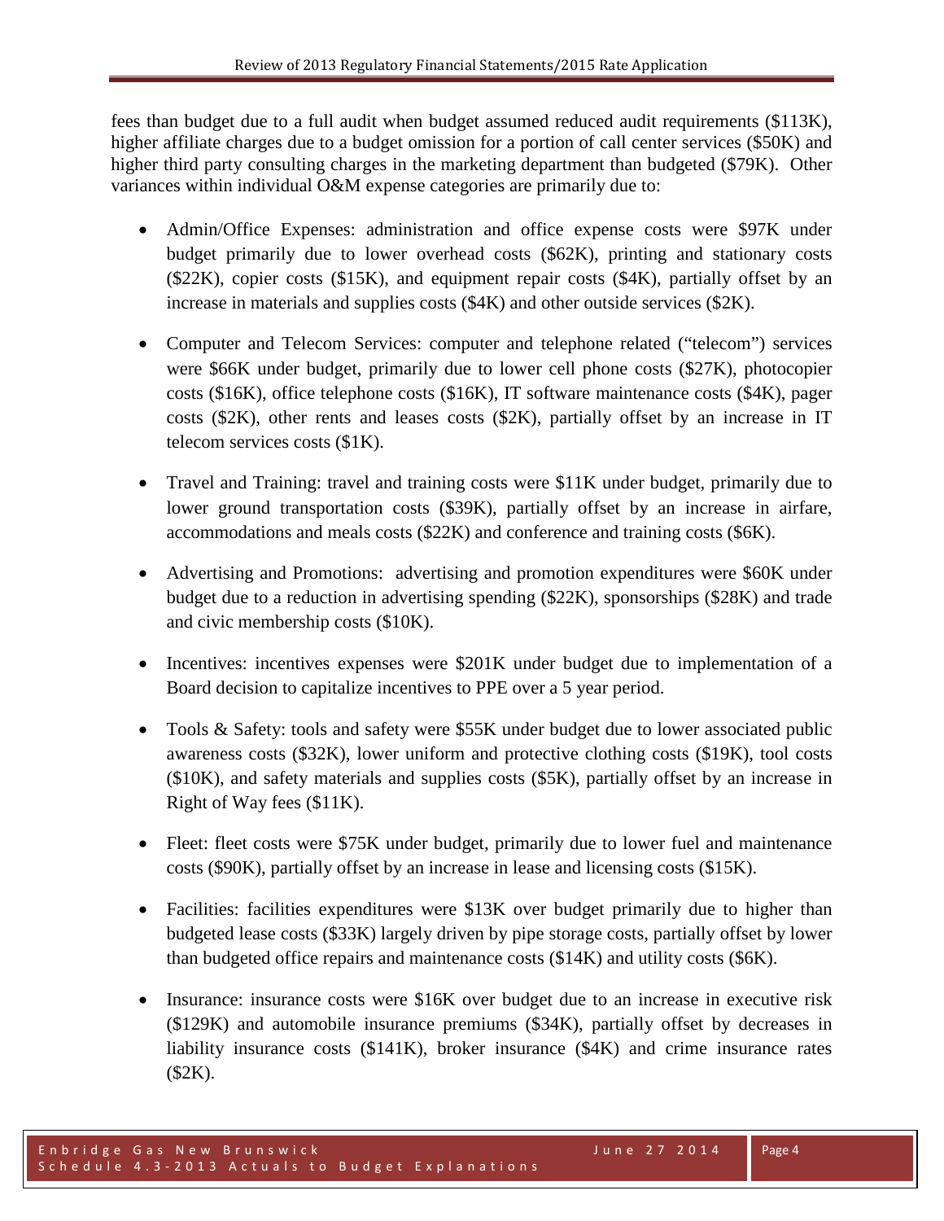fees than budget due to a full audit when budget assumed reduced audit requirements ($113K), higher affiliate charges due to a budget omission for a portion of call center services ($50K) and higher third party consulting charges in the marketing department than budgeted ($79K). Other variances within individual O&M expense categories are primarily due to:

- Admin/Office Expenses: administration and office expense costs were $97K under budget primarily due to lower overhead costs ($62K), printing and stationary costs ($22K), copier costs ($15K), and equipment repair costs ($4K), partially offset by an increase in materials and supplies costs ($4K) and other outside services ($2K).

- Computer and Telecom Services: computer and telephone related ("telecom") services were $66K under budget, primarily due to lower cell phone costs ($27K), photocopier costs ($16K), office telephone costs ($16K), IT software maintenance costs ($4K), pager costs ($2K), other rents and leases costs ($2K), partially offset by an increase in IT telecom services costs ($1K).

- Travel and Training: travel and training costs were $11K under budget, primarily due to lower ground transportation costs ($39K), partially offset by an increase in airfare, accommodations and meals costs ($22K) and conference and training costs ($6K).

- Advertising and Promotions: advertising and promotion expenditures were $60K under budget due to a reduction in advertising spending ($22K), sponsorships ($28K) and trade and civic membership costs ($10K).

- Incentives: incentives expenses were $201K under budget due to implementation of a Board decision to capitalize incentives to PPE over a 5 year period.

- Tools & Safety: tools and safety were $55K under budget due to lower associated public awareness costs ($32K), lower uniform and protective clothing costs ($19K), tool costs ($10K), and safety materials and supplies costs ($5K), partially offset by an increase in Right of Way fees ($11K).

- Fleet: fleet costs were $75K under budget, primarily due to lower fuel and maintenance costs ($90K), partially offset by an increase in lease and licensing costs ($15K).

- Facilities: facilities expenditures were $13K over budget primarily due to higher than budgeted lease costs ($33K) largely driven by pipe storage costs, partially offset by lower than budgeted office repairs and maintenance costs ($14K) and utility costs ($6K).

- Insurance: insurance costs were $16K over budget due to an increase in executive risk ($129K) and automobile insurance premiums ($34K), partially offset by decreases in liability insurance costs ($141K), broker insurance ($4K) and crime insurance rates ($2K).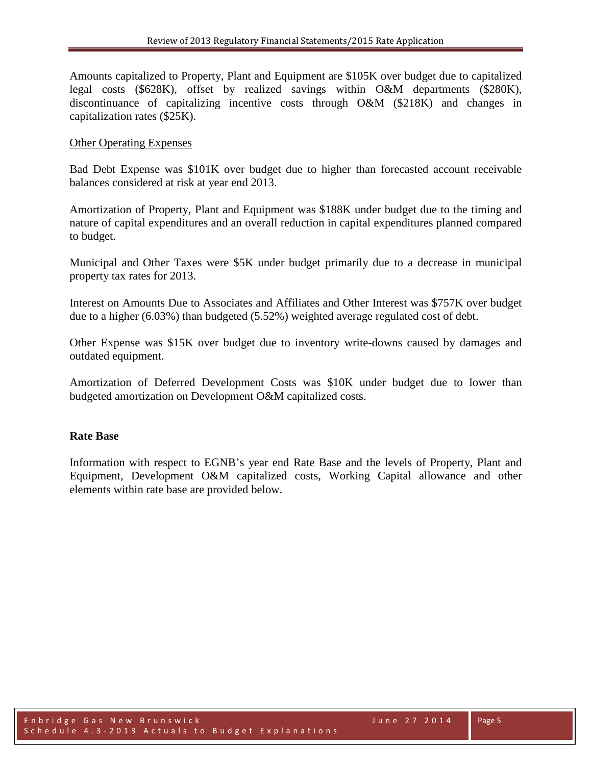Amounts capitalized to Property, Plant and Equipment are $105K over budget due to capitalized legal costs ($628K), offset by realized savings within O&M departments ($280K), discontinuance of capitalizing incentive costs through O&M ($218K) and changes in capitalization rates ($25K).

<u>Other Operating Expenses</u>

Bad Debt Expense was $101K over budget due to higher than forecasted account receivable balances considered at risk at year end 2013.

Amortization of Property, Plant and Equipment was $188K under budget due to the timing and nature of capital expenditures and an overall reduction in capital expenditures planned compared to budget.

Municipal and Other Taxes were $5K under budget primarily due to a decrease in municipal property tax rates for 2013.

Interest on Amounts Due to Associates and Affiliates and Other Interest was $757K over budget due to a higher (6.03%) than budgeted (5.52%) weighted average regulated cost of debt.

Other Expense was $15K over budget due to inventory write-downs caused by damages and outdated equipment.

Amortization of Deferred Development Costs was $10K under budget due to lower than budgeted amortization on Development O&M capitalized costs.

**Rate Base**

Information with respect to EGNB's year end Rate Base and the levels of Property, Plant and Equipment, Development O&M capitalized costs, Working Capital allowance and other elements within rate base are provided below.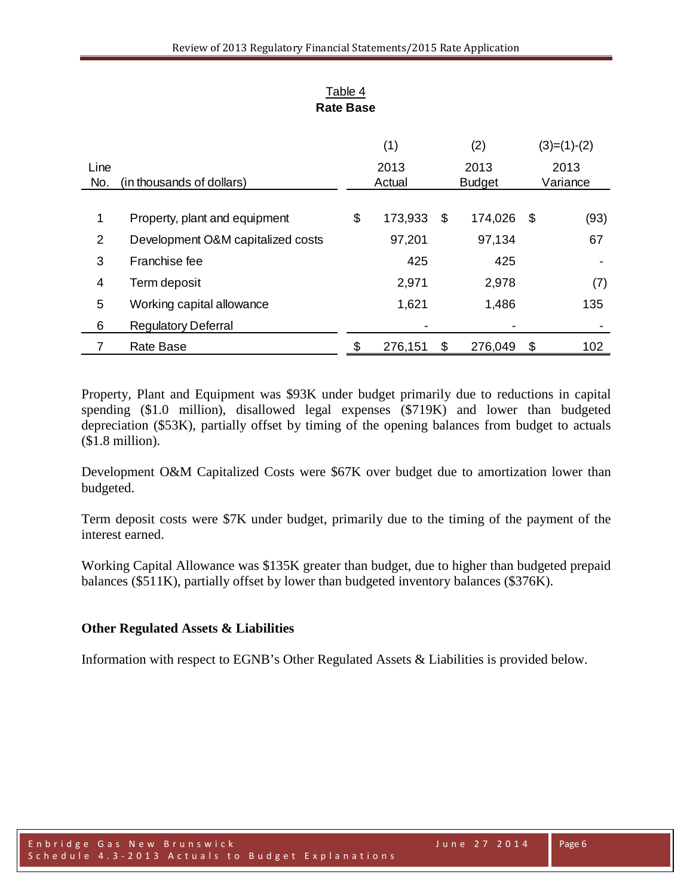Table 4
**Rate Base**

| Line No. | (in thousands of dollars) | (1) 2013 Actual | (2) 2013 Budget | (3)=(1)-(2) 2013 Variance |
|---|---|---|---|---|
| 1 | Property, plant and equipment | $ 173,933 | $ 174,026 | $ (93) |
| 2 | Development O&M capitalized costs | 97,201 | 97,134 | 67 |
| 3 | Franchise fee | 425 | 425 | - |
| 4 | Term deposit | 2,971 | 2,978 | (7) |
| 5 | Working capital allowance | 1,621 | 1,486 | 135 |
| 6 | Regulatory Deferral | - | - | - |
| 7 | Rate Base | $ 276,151 | $ 276,049 | $ 102 |

Property, Plant and Equipment was $93K under budget primarily due to reductions in capital spending ($1.0 million), disallowed legal expenses ($719K) and lower than budgeted depreciation ($53K), partially offset by timing of the opening balances from budget to actuals ($1.8 million).

Development O&M Capitalized Costs were $67K over budget due to amortization lower than budgeted.

Term deposit costs were $7K under budget, primarily due to the timing of the payment of the interest earned.

Working Capital Allowance was $135K greater than budget, due to higher than budgeted prepaid balances ($511K), partially offset by lower than budgeted inventory balances ($376K).

**Other Regulated Assets & Liabilities**

Information with respect to EGNB's Other Regulated Assets & Liabilities is provided below.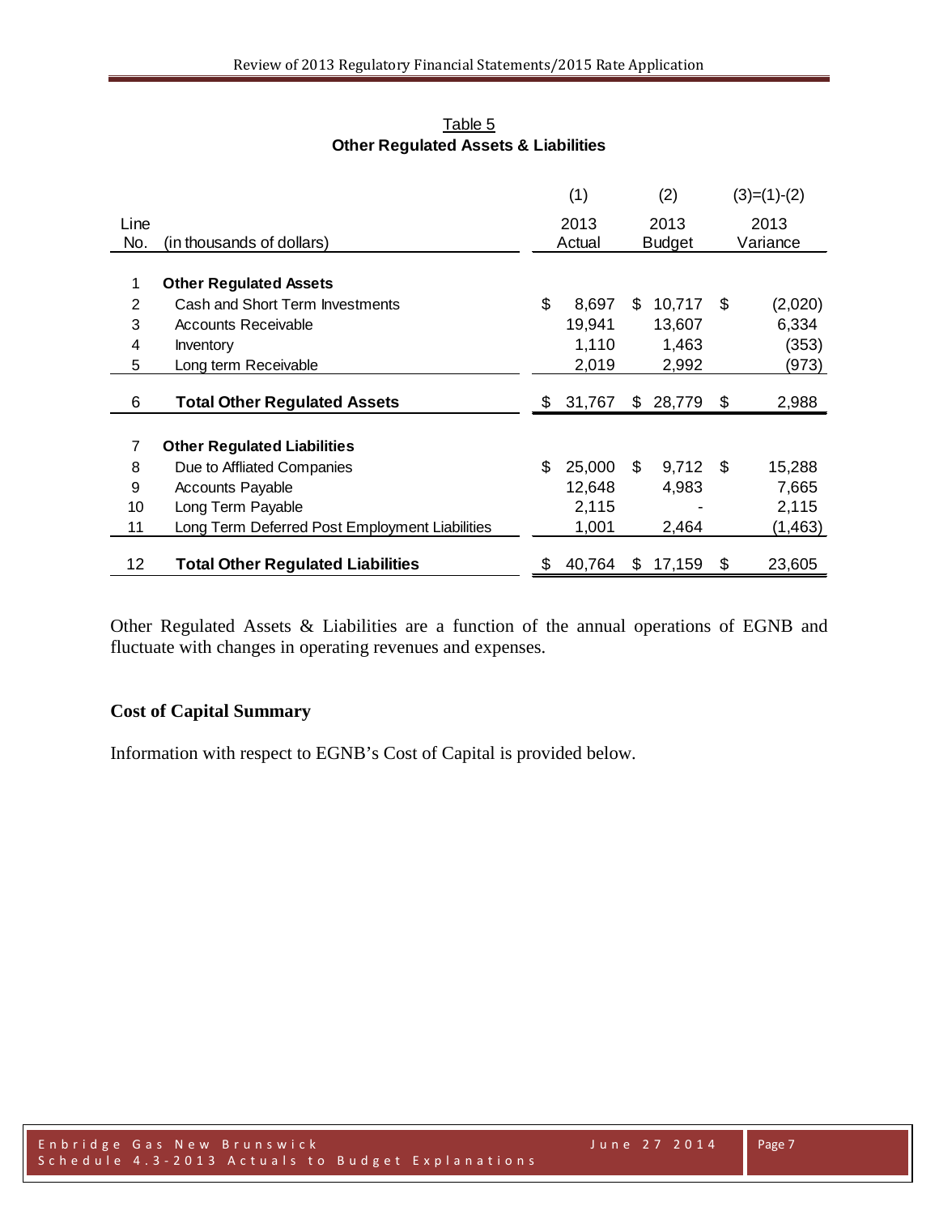Table 5
**Other Regulated Assets & Liabilities**

| | | (1) | (2) | (3)=(1)-(2) |
|---|---|---|---|---|
| Line No. | (in thousands of dollars) | 2013 Actual | 2013 Budget | 2013 Variance |
| 1 | **Other Regulated Assets** | | | |
| 2 | Cash and Short Term Investments | $ 8,697 | $ 10,717 | $ (2,020) |
| 3 | Accounts Receivable | 19,941 | 13,607 | 6,334 |
| 4 | Inventory | 1,110 | 1,463 | (353) |
| 5 | Long term Receivable | 2,019 | 2,992 | (973) |
| 6 | **Total Other Regulated Assets** | $ 31,767 | $ 28,779 | $ 2,988 |
| 7 | **Other Regulated Liabilities** | | | |
| 8 | Due to Affliated Companies | $ 25,000 | $ 9,712 | $ 15,288 |
| 9 | Accounts Payable | 12,648 | 4,983 | 7,665 |
| 10 | Long Term Payable | 2,115 | - | 2,115 |
| 11 | Long Term Deferred Post Employment Liabilities | 1,001 | 2,464 | (1,463) |
| 12 | **Total Other Regulated Liabilities** | $ 40,764 | $ 17,159 | $ 23,605 |

Other Regulated Assets & Liabilities are a function of the annual operations of EGNB and fluctuate with changes in operating revenues and expenses.

## Cost of Capital Summary

Information with respect to EGNB's Cost of Capital is provided below.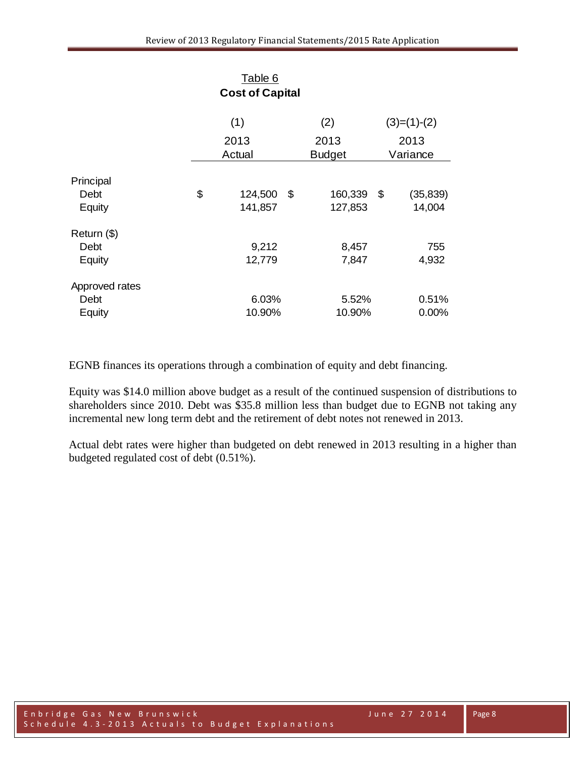Table 6

**Cost of Capital**

| | (1) | (2) | (3)=(1)-(2) |
|---|---|---|---|
| | 2013 Actual | 2013 Budget | 2013 Variance |
| Principal | | | |
| Debt | $ 124,500 | $ 160,339 | $ (35,839) |
| Equity | 141,857 | 127,853 | 14,004 |
| Return ($) | | | |
| Debt | 9,212 | 8,457 | 755 |
| Equity | 12,779 | 7,847 | 4,932 |
| Approved rates | | | |
| Debt | 6.03% | 5.52% | 0.51% |
| Equity | 10.90% | 10.90% | 0.00% |

EGNB finances its operations through a combination of equity and debt financing.

Equity was $14.0 million above budget as a result of the continued suspension of distributions to shareholders since 2010. Debt was $35.8 million less than budget due to EGNB not taking any incremental new long term debt and the retirement of debt notes not renewed in 2013.

Actual debt rates were higher than budgeted on debt renewed in 2013 resulting in a higher than budgeted regulated cost of debt (0.51%).